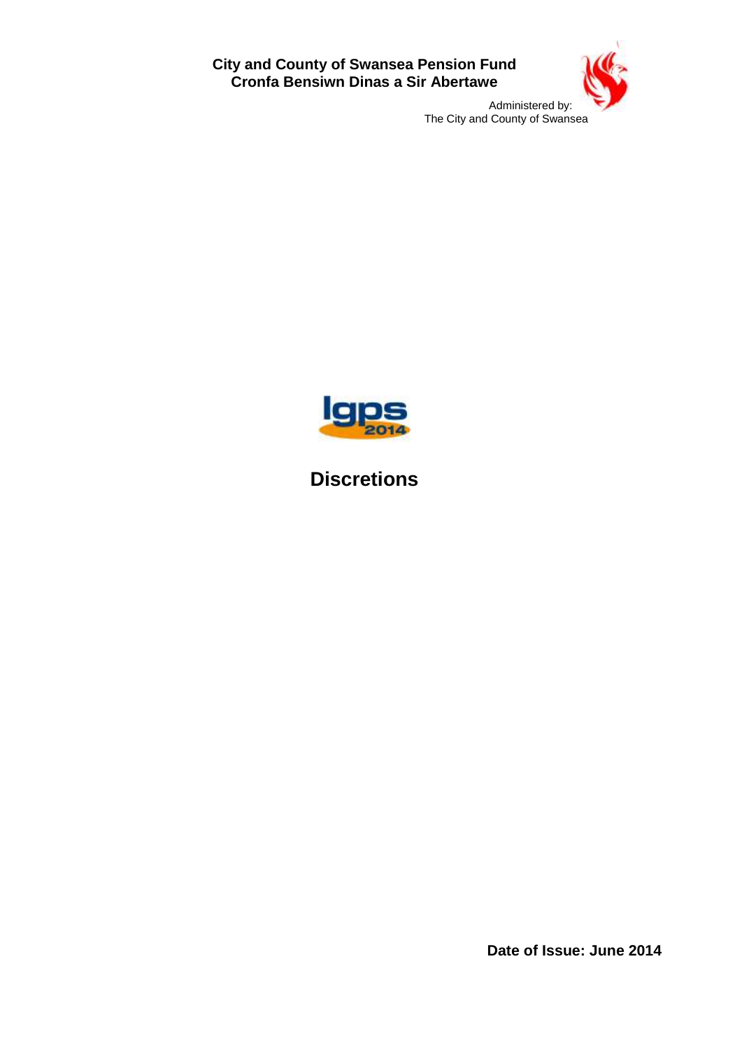**City and County of Swansea Pension Fund**
**Cronfa Bensiwn Dinas a Sir Abertawe**

Administered by:
The City and County of Swansea

lgps 2014

# Discretions

**Date of Issue: June 2014**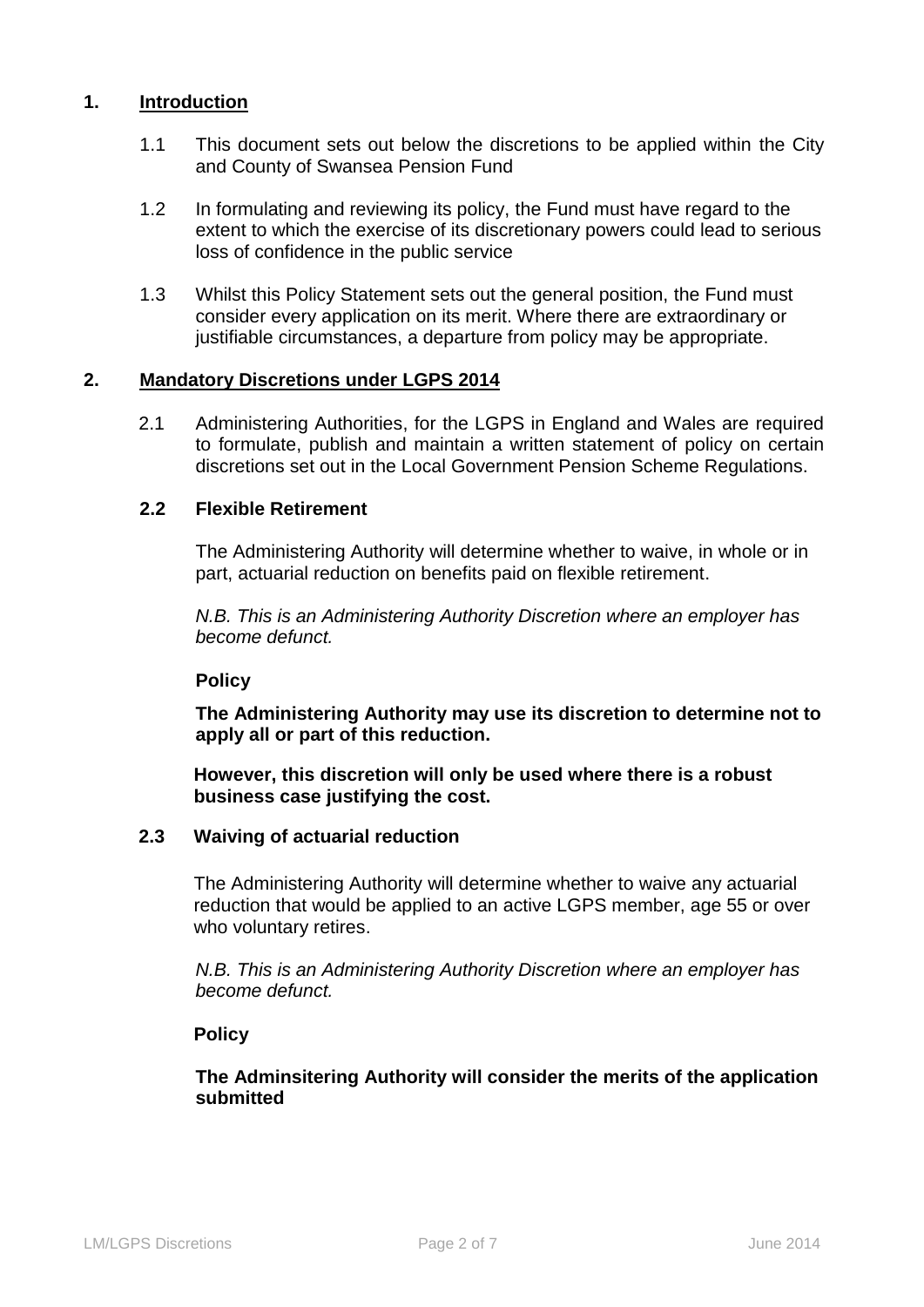## 1. Introduction

1.1 This document sets out below the discretions to be applied within the City and County of Swansea Pension Fund

1.2 In formulating and reviewing its policy, the Fund must have regard to the extent to which the exercise of its discretionary powers could lead to serious loss of confidence in the public service

1.3 Whilst this Policy Statement sets out the general position, the Fund must consider every application on its merit. Where there are extraordinary or justifiable circumstances, a departure from policy may be appropriate.

## 2. Mandatory Discretions under LGPS 2014

2.1 Administering Authorities, for the LGPS in England and Wales are required to formulate, publish and maintain a written statement of policy on certain discretions set out in the Local Government Pension Scheme Regulations.

### 2.2 Flexible Retirement

The Administering Authority will determine whether to waive, in whole or in part, actuarial reduction on benefits paid on flexible retirement.

*N.B. This is an Administering Authority Discretion where an employer has become defunct.*

**Policy**

**The Administering Authority may use its discretion to determine not to apply all or part of this reduction.**

**However, this discretion will only be used where there is a robust business case justifying the cost.**

### 2.3 Waiving of actuarial reduction

The Administering Authority will determine whether to waive any actuarial reduction that would be applied to an active LGPS member, age 55 or over who voluntary retires.

*N.B. This is an Administering Authority Discretion where an employer has become defunct.*

**Policy**

**The Adminsitering Authority will consider the merits of the application submitted**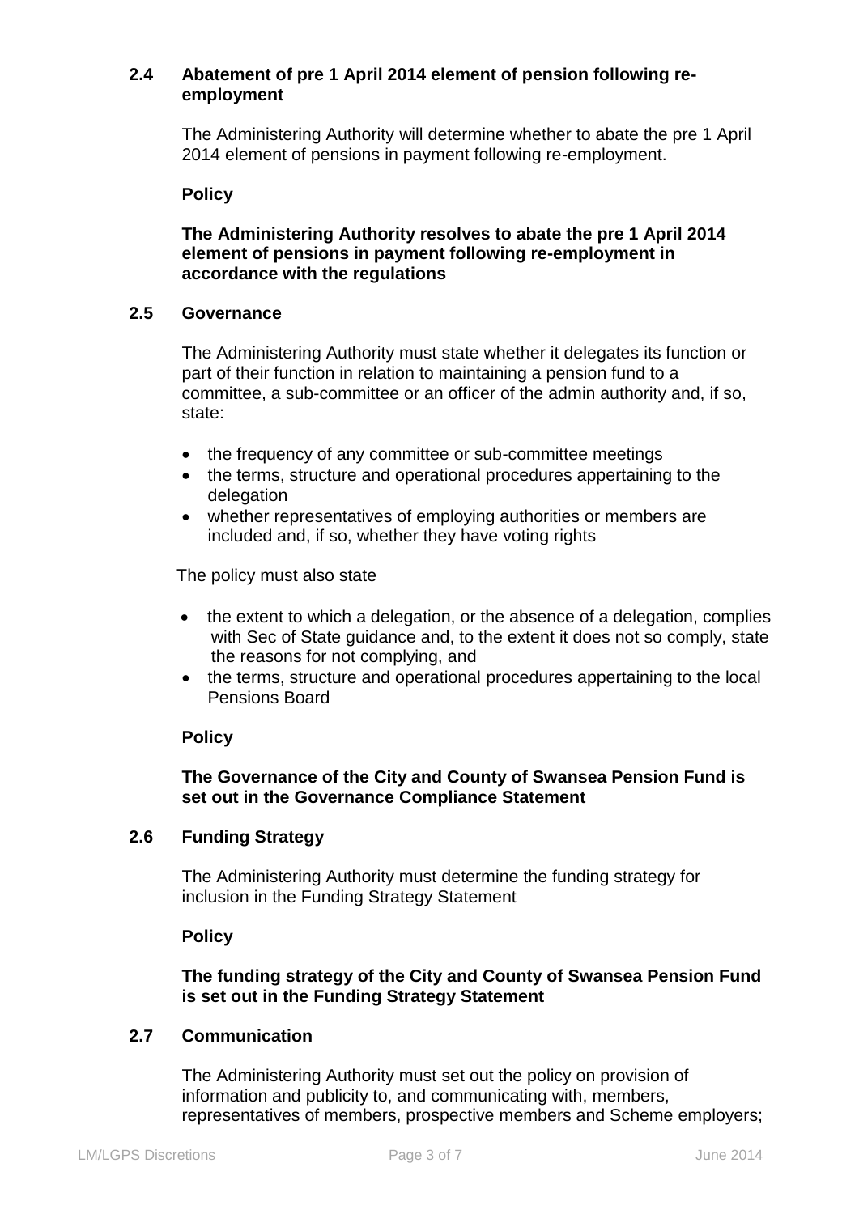### 2.4 Abatement of pre 1 April 2014 element of pension following re-employment

The Administering Authority will determine whether to abate the pre 1 April 2014 element of pensions in payment following re-employment.

**Policy**

**The Administering Authority resolves to abate the pre 1 April 2014 element of pensions in payment following re-employment in accordance with the regulations**

### 2.5 Governance

The Administering Authority must state whether it delegates its function or part of their function in relation to maintaining a pension fund to a committee, a sub-committee or an officer of the admin authority and, if so, state:

- the frequency of any committee or sub-committee meetings
- the terms, structure and operational procedures appertaining to the delegation
- whether representatives of employing authorities or members are included and, if so, whether they have voting rights

The policy must also state

- the extent to which a delegation, or the absence of a delegation, complies with Sec of State guidance and, to the extent it does not so comply, state the reasons for not complying, and
- the terms, structure and operational procedures appertaining to the local Pensions Board

**Policy**

**The Governance of the City and County of Swansea Pension Fund is set out in the Governance Compliance Statement**

### 2.6 Funding Strategy

The Administering Authority must determine the funding strategy for inclusion in the Funding Strategy Statement

**Policy**

**The funding strategy of the City and County of Swansea Pension Fund is set out in the Funding Strategy Statement**

### 2.7 Communication

The Administering Authority must set out the policy on provision of information and publicity to, and communicating with, members, representatives of members, prospective members and Scheme employers;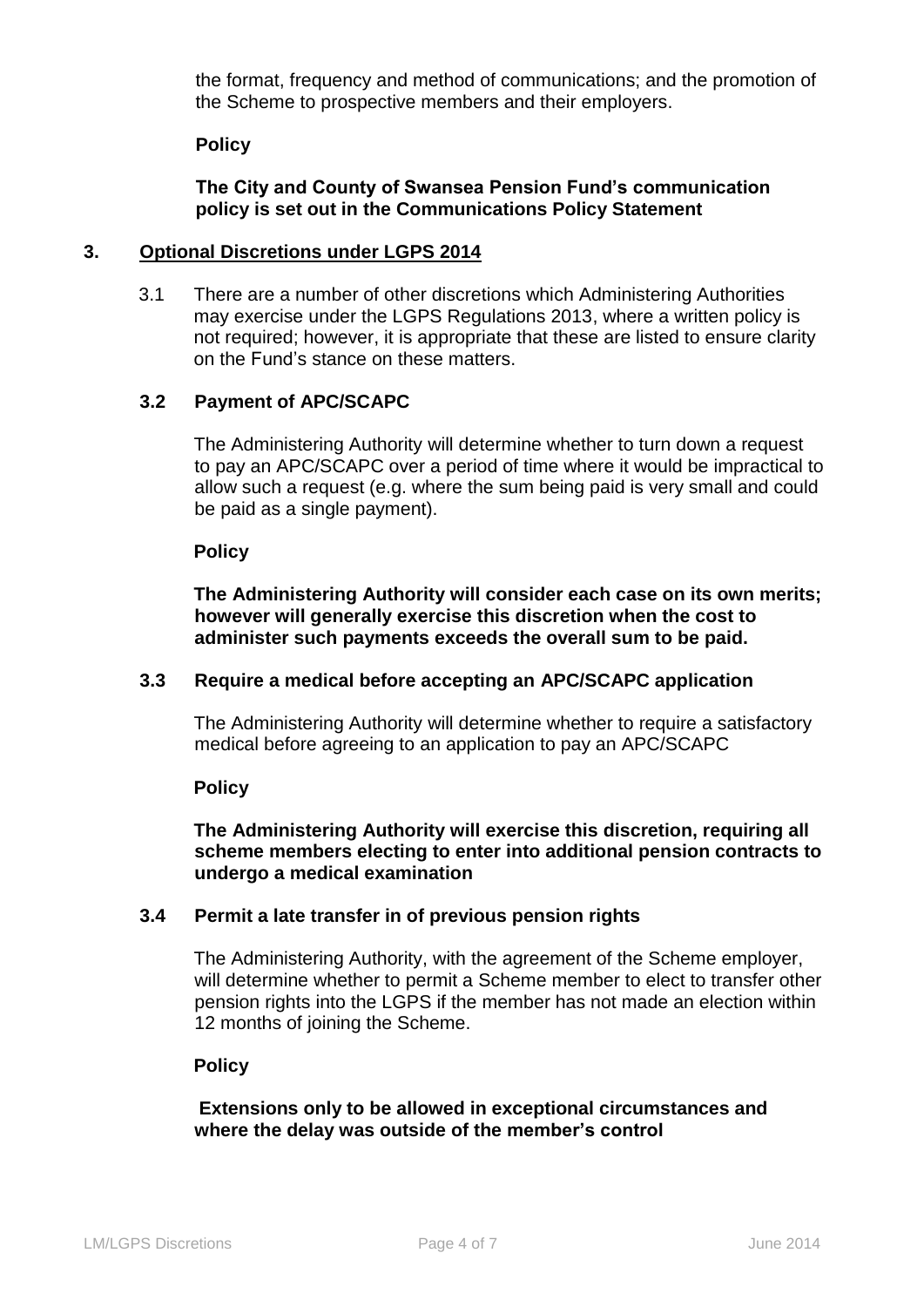the format, frequency and method of communications; and the promotion of the Scheme to prospective members and their employers.

**Policy**

**The City and County of Swansea Pension Fund's communication policy is set out in the Communications Policy Statement**

## 3. Optional Discretions under LGPS 2014

3.1 There are a number of other discretions which Administering Authorities may exercise under the LGPS Regulations 2013, where a written policy is not required; however, it is appropriate that these are listed to ensure clarity on the Fund's stance on these matters.

### 3.2 Payment of APC/SCAPC

The Administering Authority will determine whether to turn down a request to pay an APC/SCAPC over a period of time where it would be impractical to allow such a request (e.g. where the sum being paid is very small and could be paid as a single payment).

**Policy**

**The Administering Authority will consider each case on its own merits; however will generally exercise this discretion when the cost to administer such payments exceeds the overall sum to be paid.**

### 3.3 Require a medical before accepting an APC/SCAPC application

The Administering Authority will determine whether to require a satisfactory medical before agreeing to an application to pay an APC/SCAPC

**Policy**

**The Administering Authority will exercise this discretion, requiring all scheme members electing to enter into additional pension contracts to undergo a medical examination**

### 3.4 Permit a late transfer in of previous pension rights

The Administering Authority, with the agreement of the Scheme employer, will determine whether to permit a Scheme member to elect to transfer other pension rights into the LGPS if the member has not made an election within 12 months of joining the Scheme.

**Policy**

**Extensions only to be allowed in exceptional circumstances and where the delay was outside of the member's control**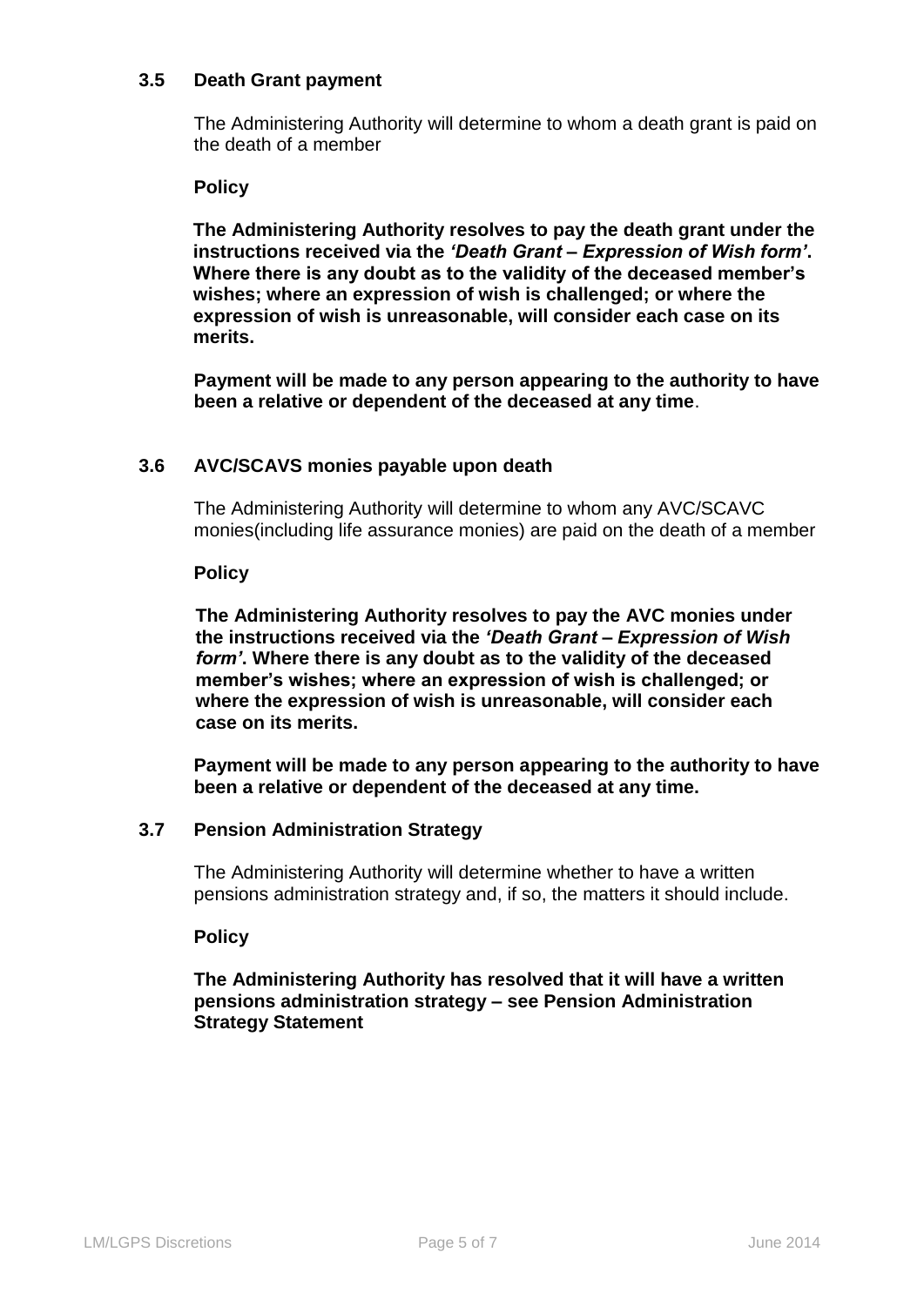### 3.5 Death Grant payment

The Administering Authority will determine to whom a death grant is paid on the death of a member

**Policy**

**The Administering Authority resolves to pay the death grant under the instructions received via the *'Death Grant – Expression of Wish form'*. Where there is any doubt as to the validity of the deceased member's wishes; where an expression of wish is challenged; or where the expression of wish is unreasonable, will consider each case on its merits.**

**Payment will be made to any person appearing to the authority to have been a relative or dependent of the deceased at any time**.

### 3.6 AVC/SCAVS monies payable upon death

The Administering Authority will determine to whom any AVC/SCAVC monies(including life assurance monies) are paid on the death of a member

**Policy**

**The Administering Authority resolves to pay the AVC monies under the instructions received via the *'Death Grant – Expression of Wish form'*. Where there is any doubt as to the validity of the deceased member's wishes; where an expression of wish is challenged; or where the expression of wish is unreasonable, will consider each case on its merits.**

**Payment will be made to any person appearing to the authority to have been a relative or dependent of the deceased at any time.**

### 3.7 Pension Administration Strategy

The Administering Authority will determine whether to have a written pensions administration strategy and, if so, the matters it should include.

**Policy**

**The Administering Authority has resolved that it will have a written pensions administration strategy – see Pension Administration Strategy Statement**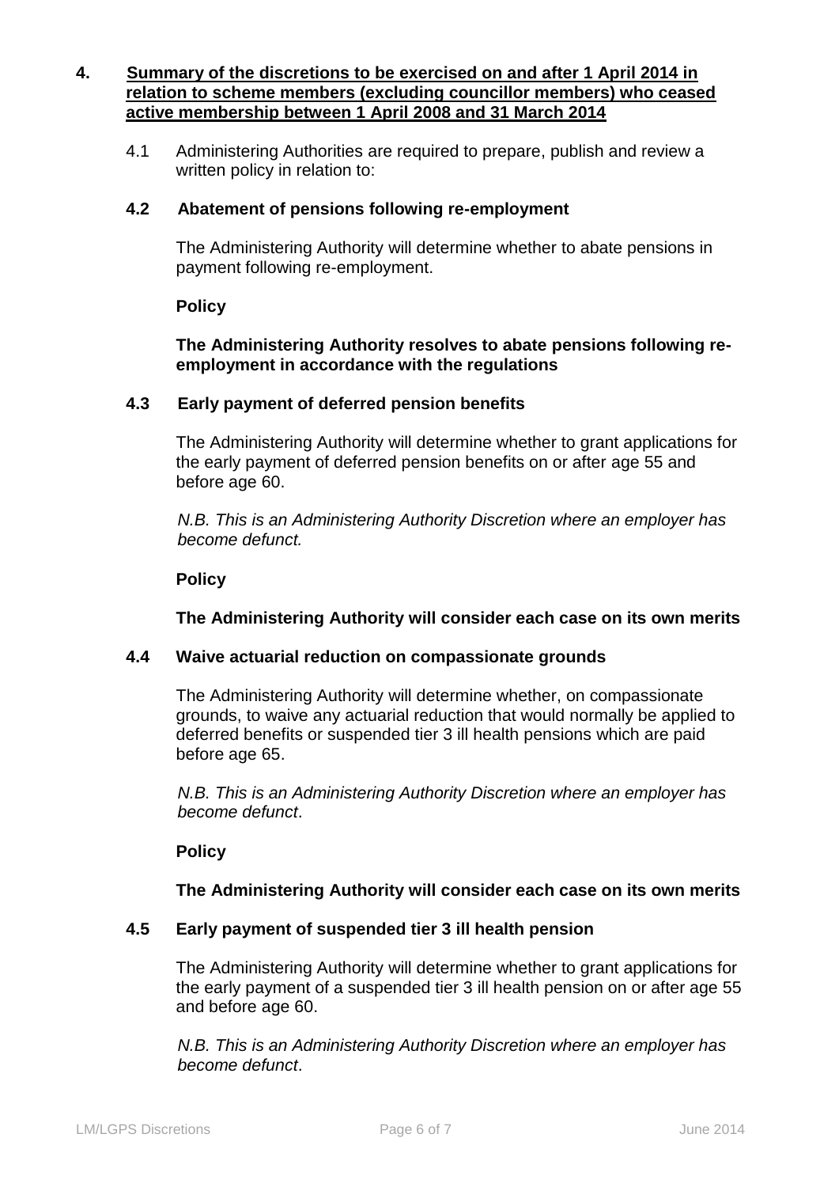## 4. Summary of the discretions to be exercised on and after 1 April 2014 in relation to scheme members (excluding councillor members) who ceased active membership between 1 April 2008 and 31 March 2014

4.1 Administering Authorities are required to prepare, publish and review a written policy in relation to:

### 4.2 Abatement of pensions following re-employment

The Administering Authority will determine whether to abate pensions in payment following re-employment.

**Policy**

**The Administering Authority resolves to abate pensions following re-employment in accordance with the regulations**

### 4.3 Early payment of deferred pension benefits

The Administering Authority will determine whether to grant applications for the early payment of deferred pension benefits on or after age 55 and before age 60.

*N.B. This is an Administering Authority Discretion where an employer has become defunct.*

**Policy**

**The Administering Authority will consider each case on its own merits**

### 4.4 Waive actuarial reduction on compassionate grounds

The Administering Authority will determine whether, on compassionate grounds, to waive any actuarial reduction that would normally be applied to deferred benefits or suspended tier 3 ill health pensions which are paid before age 65.

*N.B. This is an Administering Authority Discretion where an employer has become defunct*.

**Policy**

**The Administering Authority will consider each case on its own merits**

### 4.5 Early payment of suspended tier 3 ill health pension

The Administering Authority will determine whether to grant applications for the early payment of a suspended tier 3 ill health pension on or after age 55 and before age 60.

*N.B. This is an Administering Authority Discretion where an employer has become defunct*.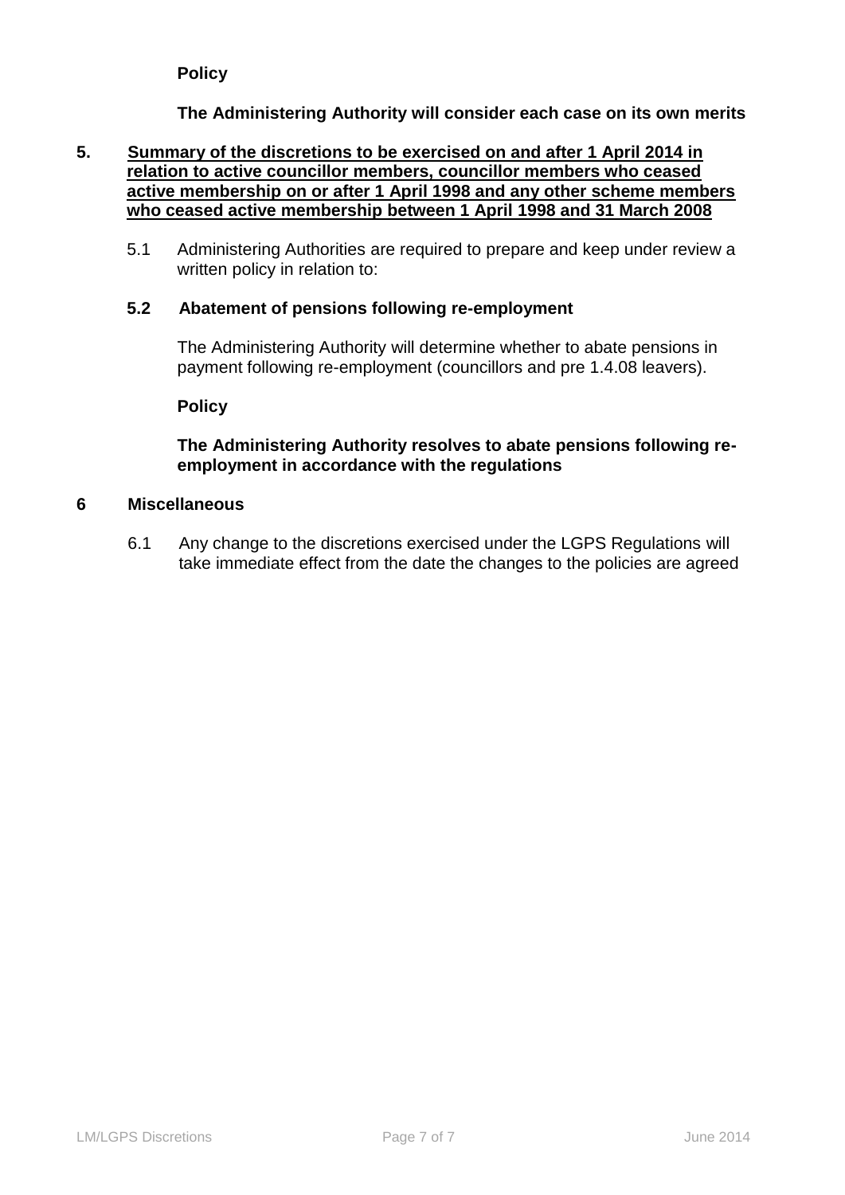**Policy**

**The Administering Authority will consider each case on its own merits**

## 5. Summary of the discretions to be exercised on and after 1 April 2014 in relation to active councillor members, councillor members who ceased active membership on or after 1 April 1998 and any other scheme members who ceased active membership between 1 April 1998 and 31 March 2008

5.1 Administering Authorities are required to prepare and keep under review a written policy in relation to:

### 5.2 Abatement of pensions following re-employment

The Administering Authority will determine whether to abate pensions in payment following re-employment (councillors and pre 1.4.08 leavers).

**Policy**

**The Administering Authority resolves to abate pensions following re-employment in accordance with the regulations**

## 6 Miscellaneous

6.1 Any change to the discretions exercised under the LGPS Regulations will take immediate effect from the date the changes to the policies are agreed